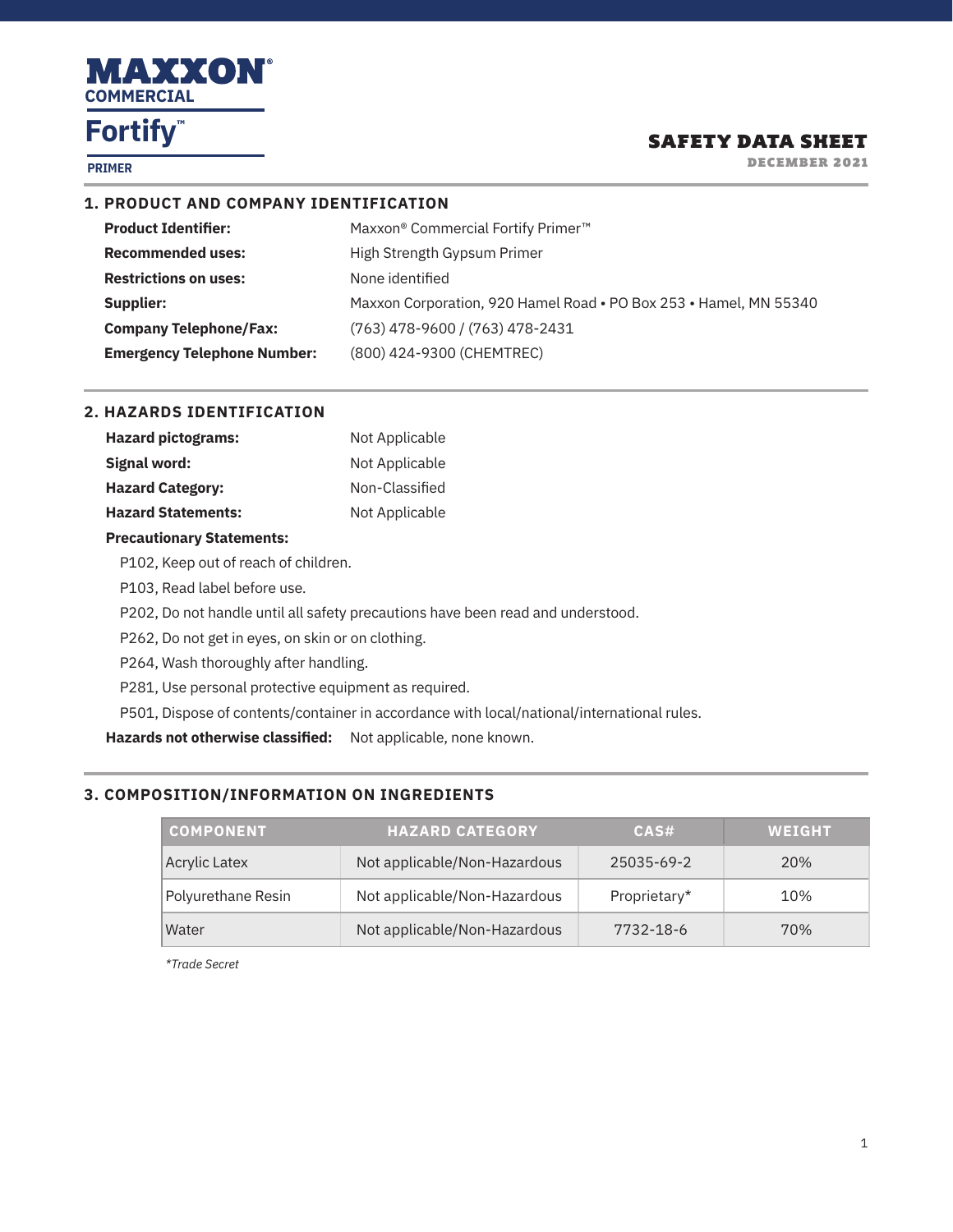# MAXXON® COMMERCIAL

## Fortify™

**PRIMER**

## SAFETY DATA SHEET

**DECEMBER 2021**

### 1. PRODUCT AND COMPANY IDENTIFICATION

| | |
|---|---|
| **Product Identifier:** | Maxxon® Commercial Fortify Primer™ |
| **Recommended uses:** | High Strength Gypsum Primer |
| **Restrictions on uses:** | None identified |
| **Supplier:** | Maxxon Corporation, 920 Hamel Road • PO Box 253 • Hamel, MN 55340 |
| **Company Telephone/Fax:** | (763) 478-9600 / (763) 478-2431 |
| **Emergency Telephone Number:** | (800) 424-9300 (CHEMTREC) |

### 2. HAZARDS IDENTIFICATION

| | |
|---|---|
| **Hazard pictograms:** | Not Applicable |
| **Signal word:** | Not Applicable |
| **Hazard Category:** | Non-Classified |
| **Hazard Statements:** | Not Applicable |

**Precautionary Statements:**

P102, Keep out of reach of children.

P103, Read label before use.

P202, Do not handle until all safety precautions have been read and understood.

P262, Do not get in eyes, on skin or on clothing.

P264, Wash thoroughly after handling.

P281, Use personal protective equipment as required.

P501, Dispose of contents/container in accordance with local/national/international rules.

**Hazards not otherwise classified:** Not applicable, none known.

### 3. COMPOSITION/INFORMATION ON INGREDIENTS

| COMPONENT | HAZARD CATEGORY | CAS# | WEIGHT |
|---|---|---|---|
| Acrylic Latex | Not applicable/Non-Hazardous | 25035-69-2 | 20% |
| Polyurethane Resin | Not applicable/Non-Hazardous | Proprietary* | 10% |
| Water | Not applicable/Non-Hazardous | 7732-18-6 | 70% |

*\*Trade Secret*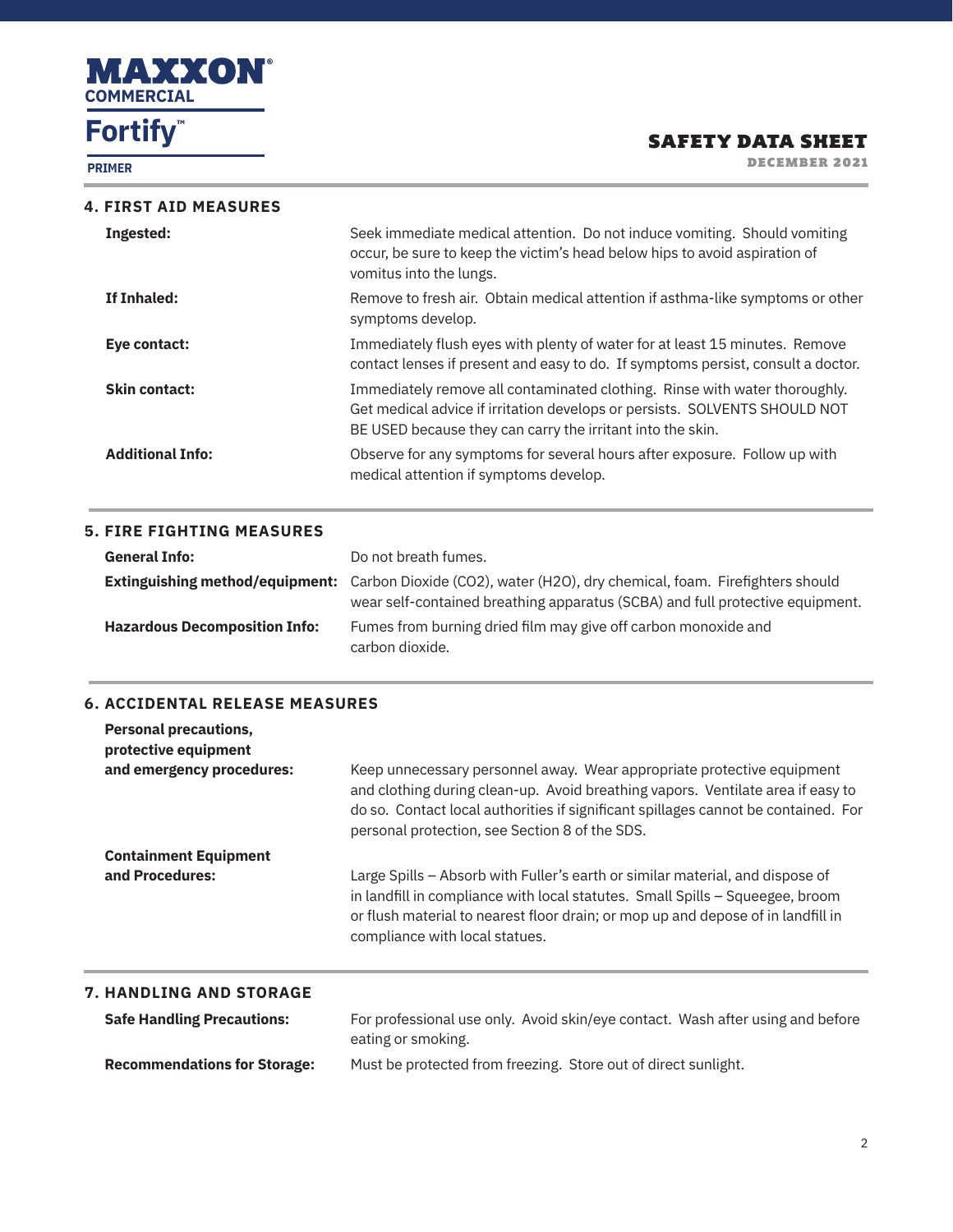## 4. FIRST AID MEASURES

**Ingested:** Seek immediate medical attention. Do not induce vomiting. Should vomiting occur, be sure to keep the victim's head below hips to avoid aspiration of vomitus into the lungs.

**If Inhaled:** Remove to fresh air. Obtain medical attention if asthma-like symptoms or other symptoms develop.

**Eye contact:** Immediately flush eyes with plenty of water for at least 15 minutes. Remove contact lenses if present and easy to do. If symptoms persist, consult a doctor.

**Skin contact:** Immediately remove all contaminated clothing. Rinse with water thoroughly. Get medical advice if irritation develops or persists. SOLVENTS SHOULD NOT BE USED because they can carry the irritant into the skin.

**Additional Info:** Observe for any symptoms for several hours after exposure. Follow up with medical attention if symptoms develop.

## 5. FIRE FIGHTING MEASURES

**General Info:** Do not breath fumes.

**Extinguishing method/equipment:** Carbon Dioxide ($CO_2$), water ($H_2O$), dry chemical, foam. Firefighters should wear self-contained breathing apparatus (SCBA) and full protective equipment.

**Hazardous Decomposition Info:** Fumes from burning dried film may give off carbon monoxide and carbon dioxide.

## 6. ACCIDENTAL RELEASE MEASURES

**Personal precautions, protective equipment and emergency procedures:** Keep unnecessary personnel away. Wear appropriate protective equipment and clothing during clean-up. Avoid breathing vapors. Ventilate area if easy to do so. Contact local authorities if significant spillages cannot be contained. For personal protection, see Section 8 of the SDS.

**Containment Equipment and Procedures:** Large Spills – Absorb with Fuller's earth or similar material, and dispose of in landfill in compliance with local statutes. Small Spills – Squeegee, broom or flush material to nearest floor drain; or mop up and depose of in landfill in compliance with local statues.

## 7. HANDLING AND STORAGE

**Safe Handling Precautions:** For professional use only. Avoid skin/eye contact. Wash after using and before eating or smoking.

**Recommendations for Storage:** Must be protected from freezing. Store out of direct sunlight.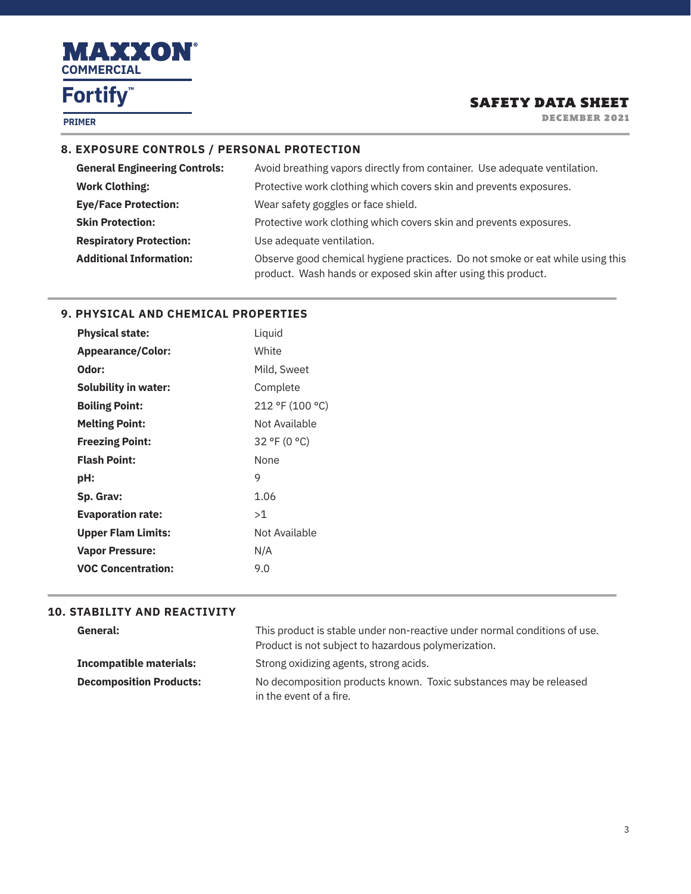## 8. EXPOSURE CONTROLS / PERSONAL PROTECTION

| | |
|---|---|
| **General Engineering Controls:** | Avoid breathing vapors directly from container. Use adequate ventilation. |
| **Work Clothing:** | Protective work clothing which covers skin and prevents exposures. |
| **Eye/Face Protection:** | Wear safety goggles or face shield. |
| **Skin Protection:** | Protective work clothing which covers skin and prevents exposures. |
| **Respiratory Protection:** | Use adequate ventilation. |
| **Additional Information:** | Observe good chemical hygiene practices. Do not smoke or eat while using this product. Wash hands or exposed skin after using this product. |

## 9. PHYSICAL AND CHEMICAL PROPERTIES

| | |
|---|---|
| **Physical state:** | Liquid |
| **Appearance/Color:** | White |
| **Odor:** | Mild, Sweet |
| **Solubility in water:** | Complete |
| **Boiling Point:** | 212 °F (100 °C) |
| **Melting Point:** | Not Available |
| **Freezing Point:** | 32 °F (0 °C) |
| **Flash Point:** | None |
| **pH:** | 9 |
| **Sp. Grav:** | 1.06 |
| **Evaporation rate:** | >1 |
| **Upper Flam Limits:** | Not Available |
| **Vapor Pressure:** | N/A |
| **VOC Concentration:** | 9.0 |

## 10. STABILITY AND REACTIVITY

| | |
|---|---|
| **General:** | This product is stable under non-reactive under normal conditions of use. Product is not subject to hazardous polymerization. |
| **Incompatible materials:** | Strong oxidizing agents, strong acids. |
| **Decomposition Products:** | No decomposition products known. Toxic substances may be released in the event of a fire. |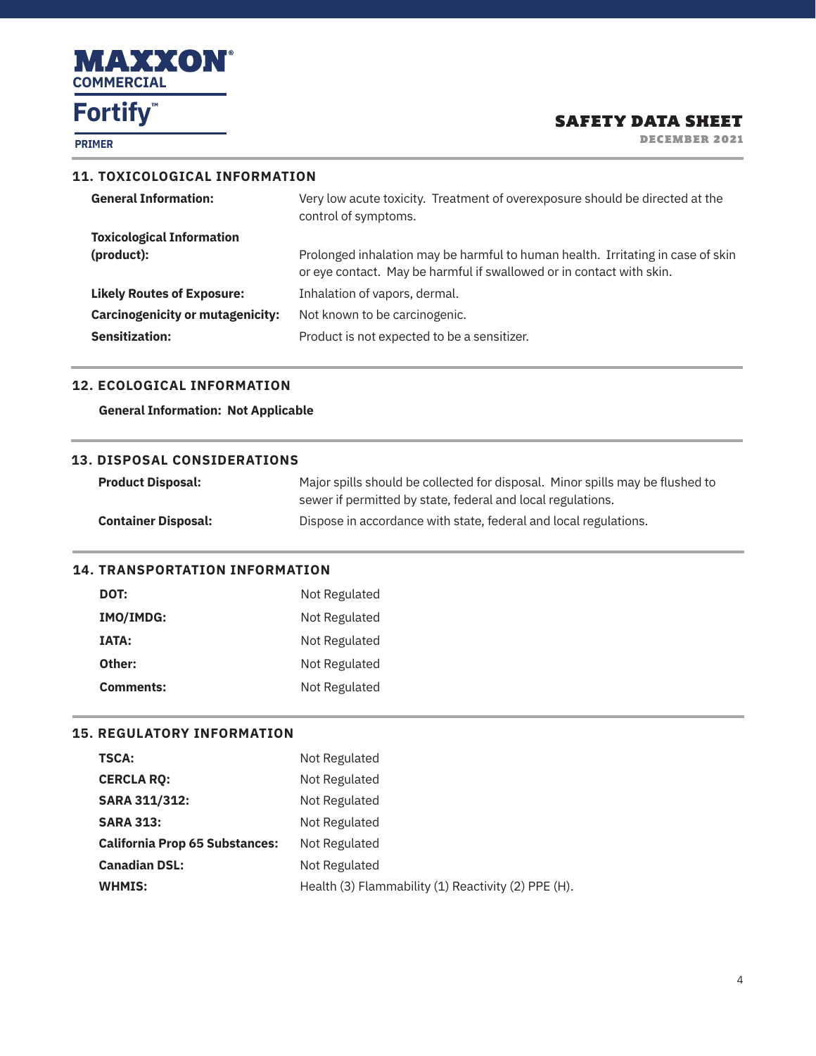## 11. TOXICOLOGICAL INFORMATION

| | |
|---|---|
| **General Information:** | Very low acute toxicity. Treatment of overexposure should be directed at the control of symptoms. |
| **Toxicological Information (product):** | Prolonged inhalation may be harmful to human health. Irritating in case of skin or eye contact. May be harmful if swallowed or in contact with skin. |
| **Likely Routes of Exposure:** | Inhalation of vapors, dermal. |
| **Carcinogenicity or mutagenicity:** | Not known to be carcinogenic. |
| **Sensitization:** | Product is not expected to be a sensitizer. |

## 12. ECOLOGICAL INFORMATION

**General Information: Not Applicable**

## 13. DISPOSAL CONSIDERATIONS

| | |
|---|---|
| **Product Disposal:** | Major spills should be collected for disposal. Minor spills may be flushed to sewer if permitted by state, federal and local regulations. |
| **Container Disposal:** | Dispose in accordance with state, federal and local regulations. |

## 14. TRANSPORTATION INFORMATION

| | |
|---|---|
| **DOT:** | Not Regulated |
| **IMO/IMDG:** | Not Regulated |
| **IATA:** | Not Regulated |
| **Other:** | Not Regulated |
| **Comments:** | Not Regulated |

## 15. REGULATORY INFORMATION

| | |
|---|---|
| **TSCA:** | Not Regulated |
| **CERCLA RQ:** | Not Regulated |
| **SARA 311/312:** | Not Regulated |
| **SARA 313:** | Not Regulated |
| **California Prop 65 Substances:** | Not Regulated |
| **Canadian DSL:** | Not Regulated |
| **WHMIS:** | Health (3) Flammability (1) Reactivity (2) PPE (H). |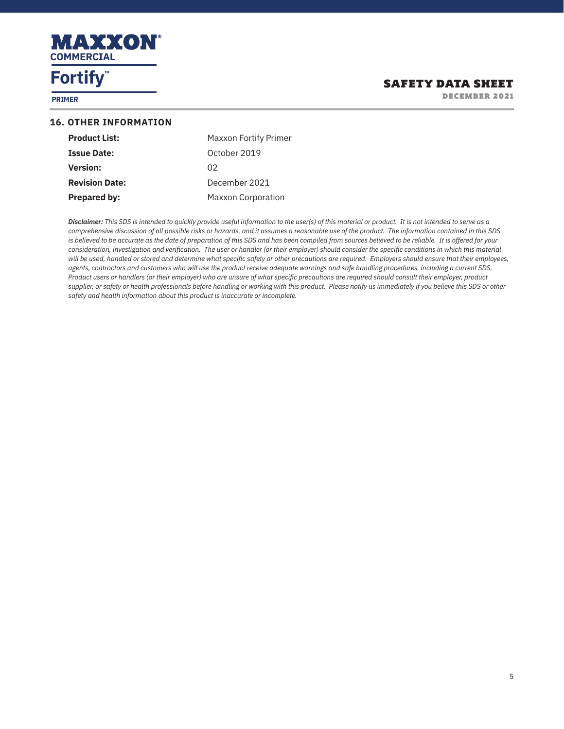## 16. OTHER INFORMATION

| | |
|---|---|
| **Product List:** | Maxxon Fortify Primer |
| **Issue Date:** | October 2019 |
| **Version:** | 02 |
| **Revision Date:** | December 2021 |
| **Prepared by:** | Maxxon Corporation |

***Disclaimer:*** *This SDS is intended to quickly provide useful information to the user(s) of this material or product. It is not intended to serve as a comprehensive discussion of all possible risks or hazards, and it assumes a reasonable use of the product. The information contained in this SDS is believed to be accurate as the date of preparation of this SDS and has been compiled from sources believed to be reliable. It is offered for your consideration, investigation and verification. The user or handler (or their employer) should consider the specific conditions in which this material will be used, handled or stored and determine what specific safety or other precautions are required. Employers should ensure that their employees, agents, contractors and customers who will use the product receive adequate warnings and safe handling procedures, including a current SDS. Product users or handlers (or their employer) who are unsure of what specific precautions are required should consult their employer, product supplier, or safety or health professionals before handling or working with this product. Please notify us immediately if you believe this SDS or other safety and health information about this product is inaccurate or incomplete.*